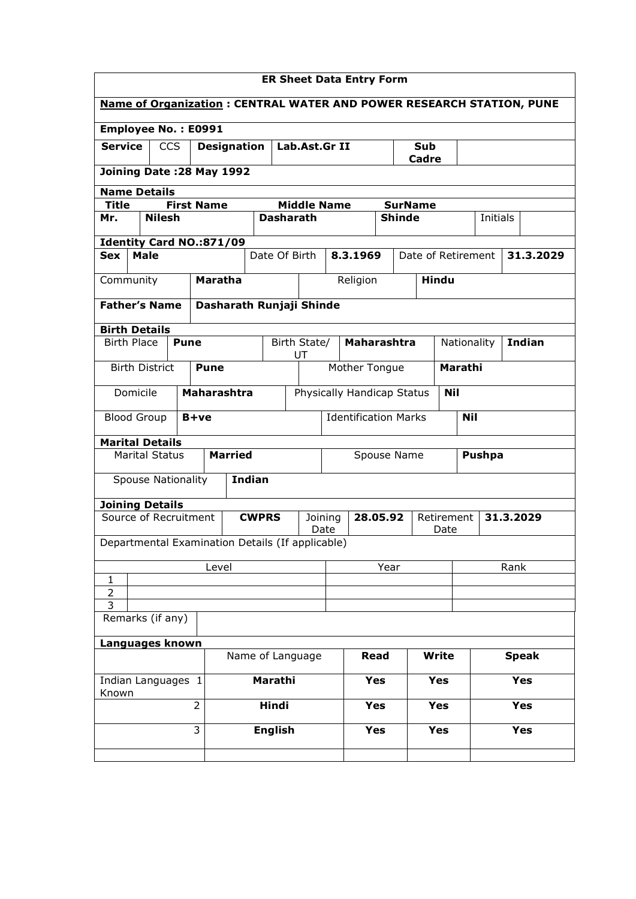# ER Sheet Data Entry Form

**Name of Organization : CENTRAL WATER AND POWER RESEARCH STATION, PUNE**

**Employee No. : E0991**

| **Service** | CCS | **Designation** | **Lab.Ast.Gr II** | **Sub Cadre** | |
|---|---|---|---|---|---|

**Joining Date :28 May 1992**

**Name Details**

| **Title** | **First Name** | **Middle Name** | **SurName** | | |
|---|---|---|---|---|---|
| **Mr.** | **Nilesh** | **Dasharath** | **Shinde** | Initials | |

**Identity Card NO.:871/09**

| **Sex** | **Male** | Date Of Birth | **8.3.1969** | Date of Retirement | **31.3.2029** |
|---|---|---|---|---|---|

| Community | **Maratha** | Religion | **Hindu** |
|---|---|---|---|

| **Father's Name** | **Dasharath Runjaji Shinde** |
|---|---|

**Birth Details**

| Birth Place | **Pune** | Birth State/ UT | **Maharashtra** | Nationality | **Indian** |
|---|---|---|---|---|---|
| Birth District | **Pune** | Mother Tongue | **Marathi** | | |
| Domicile | **Maharashtra** | Physically Handicap Status | **Nil** | | |
| Blood Group | **B+ve** | Identification Marks | **Nil** | | |

**Marital Details**

| Marital Status | **Married** | Spouse Name | **Pushpa** |
|---|---|---|---|
| Spouse Nationality | **Indian** | | |

**Joining Details**

| Source of Recruitment | **CWPRS** | Joining Date | **28.05.92** | Retirement Date | **31.3.2029** |
|---|---|---|---|---|---|

Departmental Examination Details (If applicable)

| | Level | Year | Rank |
|---|---|---|---|
| 1 | | | |
| 2 | | | |
| 3 | | | |

Remarks (if any)

**Languages known**

| | | Name of Language | **Read** | **Write** | **Speak** |
|---|---|---|---|---|---|
| Indian Languages Known | 1 | **Marathi** | **Yes** | **Yes** | **Yes** |
| | 2 | **Hindi** | **Yes** | **Yes** | **Yes** |
| | 3 | **English** | **Yes** | **Yes** | **Yes** |
| | | | | | |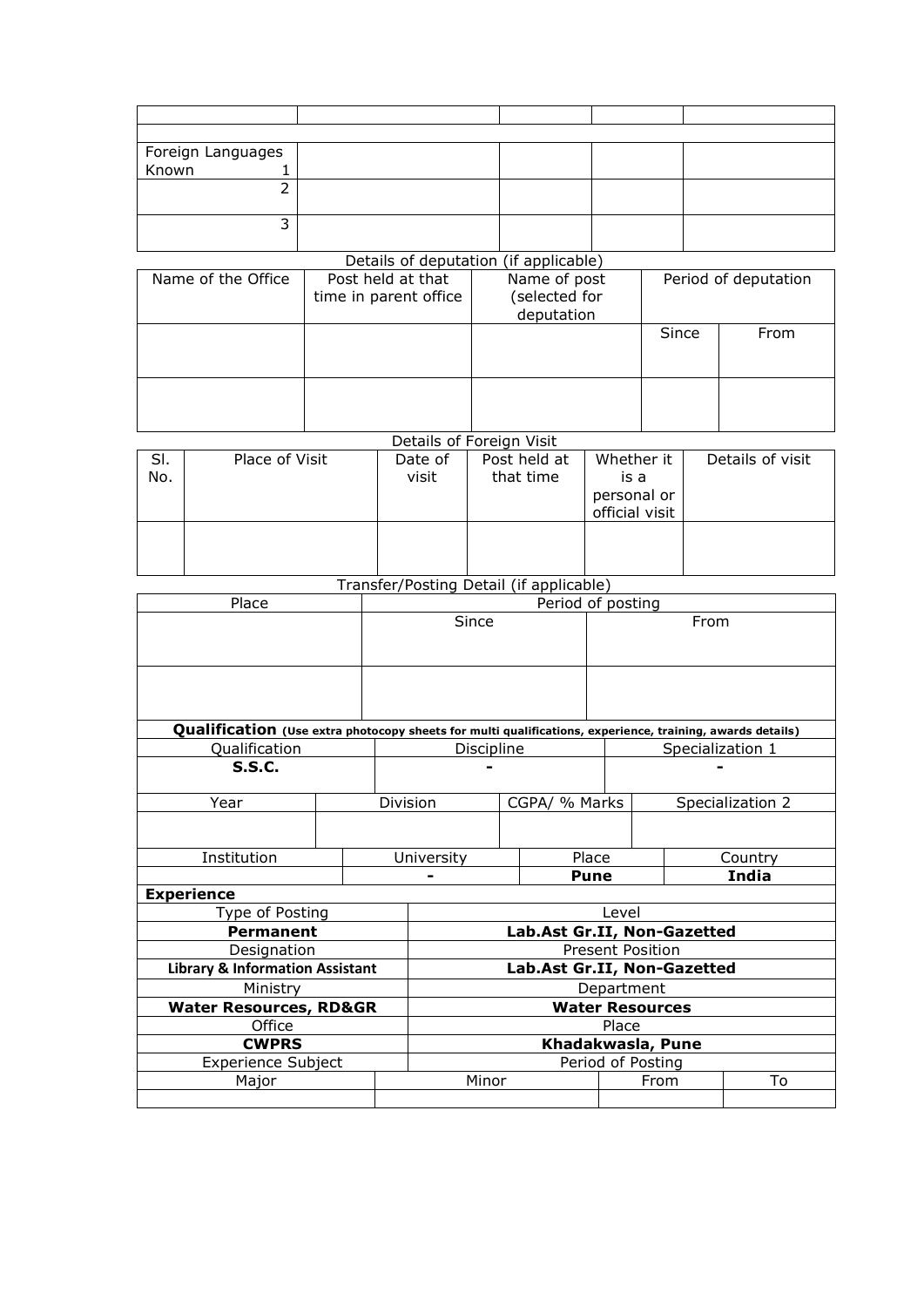| | | | | |
|---|---|---|---|---|
| | | | | |
| Foreign Languages Known 1 | | | | |
| 2 | | | | |
| 3 | | | | |

Details of deputation (if applicable)

| Name of the Office | Post held at that time in parent office | Name of post (selected for deputation | Period of deputation | |
|---|---|---|---|---|
| | | | Since | From |
| | | | | |

Details of Foreign Visit

| Sl. No. | Place of Visit | Date of visit | Post held at that time | Whether it is a personal or official visit | Details of visit |
|---|---|---|---|---|---|
| | | | | | |

Transfer/Posting Detail (if applicable)

| Place | Period of posting | |
|---|---|---|
| | Since | From |
| | | |

**Qualification** **(Use extra photocopy sheets for multi qualifications, experience, training, awards details)**

| Qualification | Discipline | Specialization 1 |
|---|---|---|
| **S.S.C.** | - | - |

| Year | Division | CGPA/ % Marks | Specialization 2 |
|---|---|---|---|
| | | | |

| Institution | University | Place | Country |
|---|---|---|---|
| | - | **Pune** | **India** |

**Experience**

| Type of Posting | Level |
|---|---|
| **Permanent** | **Lab.Ast Gr.II, Non-Gazetted** |
| Designation | Present Position |
| **Library & Information Assistant** | **Lab.Ast Gr.II, Non-Gazetted** |
| Ministry | Department |
| **Water Resources, RD&GR** | **Water Resources** |
| Office | Place |
| **CWPRS** | **Khadakwasla, Pune** |
| Experience Subject | Period of Posting |

| Major | Minor | From | To |
|---|---|---|---|
| | | | |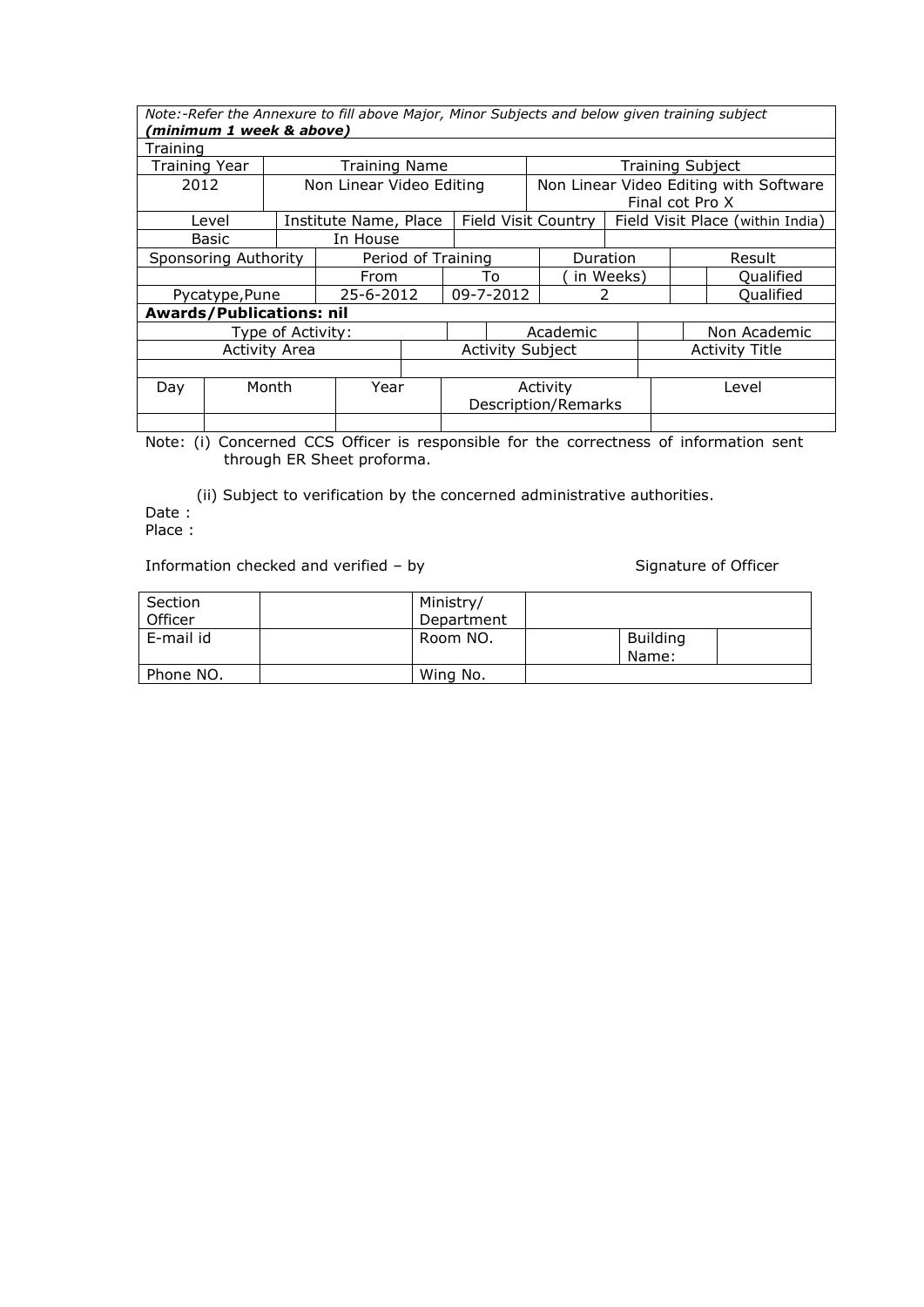*Note:-Refer the Annexure to fill above Major, Minor Subjects and below given training subject* ***(minimum 1 week & above)***

Training

| Training Year | Training Name | Training Subject |
|---|---|---|
| 2012 | Non Linear Video Editing | Non Linear Video Editing with Software Final cot Pro X |

| Level | Institute Name, Place | Field Visit Country | Field Visit Place (within India) |
|---|---|---|---|
| Basic | In House | | |

| Sponsoring Authority | Period of Training | | Duration | Result | |
|---|---|---|---|---|---|
| | From | To | ( in Weeks) | | Qualified |
| Pycatype,Pune | 25-6-2012 | 09-7-2012 | 2 | | Qualified |

**Awards/Publications: nil**

| Type of Activity: | | Academic | | Non Academic |
|---|---|---|---|---|
| Activity Area | | Activity Subject | | Activity Title |
| | | | | |

| Day | Month | Year | Activity Description/Remarks | Level |
|---|---|---|---|---|
| | | | | |

Note: (i) Concerned CCS Officer is responsible for the correctness of information sent through ER Sheet proforma.

(ii) Subject to verification by the concerned administrative authorities.

Date :

Place :

Information checked and verified – by

Signature of Officer

| | | | | | |
|---|---|---|---|---|---|
| Section Officer | | Ministry/ Department | | | |
| E-mail id | | Room NO. | | Building Name: | |
| Phone NO. | | Wing No. | | | |